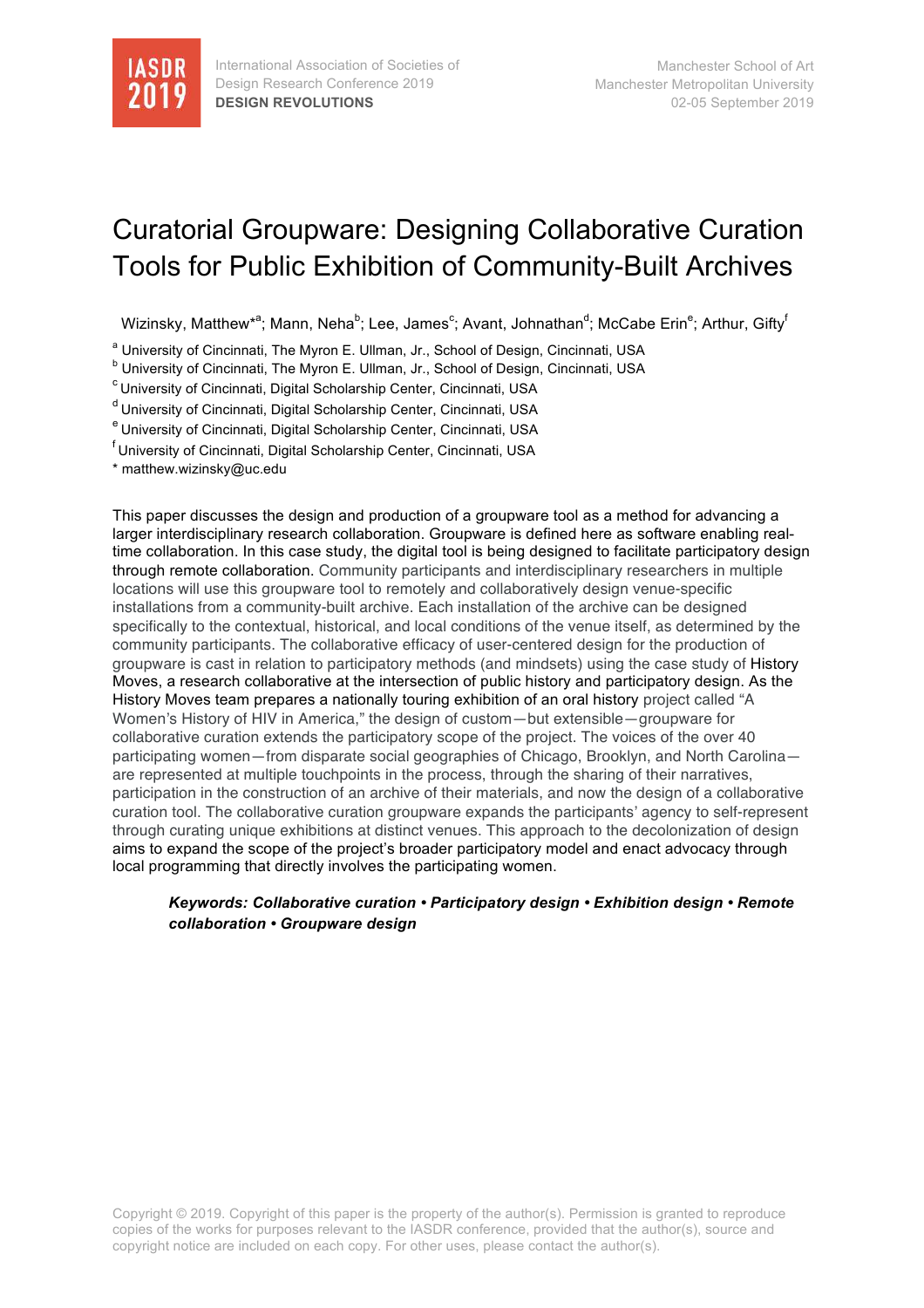# Curatorial Groupware: Designing Collaborative Curation Tools for Public Exhibition of Community-Built Archives

Wizinsky, Matthew*[a]; Mann, Neha[b]; Lee, James[c]; Avant, Johnathan[d]; McCabe Erin[e]; Arthur, Gifty[f]

[a] University of Cincinnati, The Myron E. Ullman, Jr., School of Design, Cincinnati, USA
[b] University of Cincinnati, The Myron E. Ullman, Jr., School of Design, Cincinnati, USA
[c] University of Cincinnati, Digital Scholarship Center, Cincinnati, USA
[d] University of Cincinnati, Digital Scholarship Center, Cincinnati, USA
[e] University of Cincinnati, Digital Scholarship Center, Cincinnati, USA
[f] University of Cincinnati, Digital Scholarship Center, Cincinnati, USA
* matthew.wizinsky@uc.edu

This paper discusses the design and production of a groupware tool as a method for advancing a larger interdisciplinary research collaboration. Groupware is defined here as software enabling real-time collaboration. In this case study, the digital tool is being designed to facilitate participatory design through remote collaboration. Community participants and interdisciplinary researchers in multiple locations will use this groupware tool to remotely and collaboratively design venue-specific installations from a community-built archive. Each installation of the archive can be designed specifically to the contextual, historical, and local conditions of the venue itself, as determined by the community participants. The collaborative efficacy of user-centered design for the production of groupware is cast in relation to participatory methods (and mindsets) using the case study of History Moves, a research collaborative at the intersection of public history and participatory design. As the History Moves team prepares a nationally touring exhibition of an oral history project called "A Women's History of HIV in America," the design of custom—but extensible—groupware for collaborative curation extends the participatory scope of the project. The voices of the over 40 participating women—from disparate social geographies of Chicago, Brooklyn, and North Carolina—are represented at multiple touchpoints in the process, through the sharing of their narratives, participation in the construction of an archive of their materials, and now the design of a collaborative curation tool. The collaborative curation groupware expands the participants' agency to self-represent through curating unique exhibitions at distinct venues. This approach to the decolonization of design aims to expand the scope of the project's broader participatory model and enact advocacy through local programming that directly involves the participating women.

***Keywords: Collaborative curation • Participatory design • Exhibition design • Remote collaboration • Groupware design***

Copyright © 2019. Copyright of this paper is the property of the author(s). Permission is granted to reproduce copies of the works for purposes relevant to the IASDR conference, provided that the author(s), source and copyright notice are included on each copy. For other uses, please contact the author(s).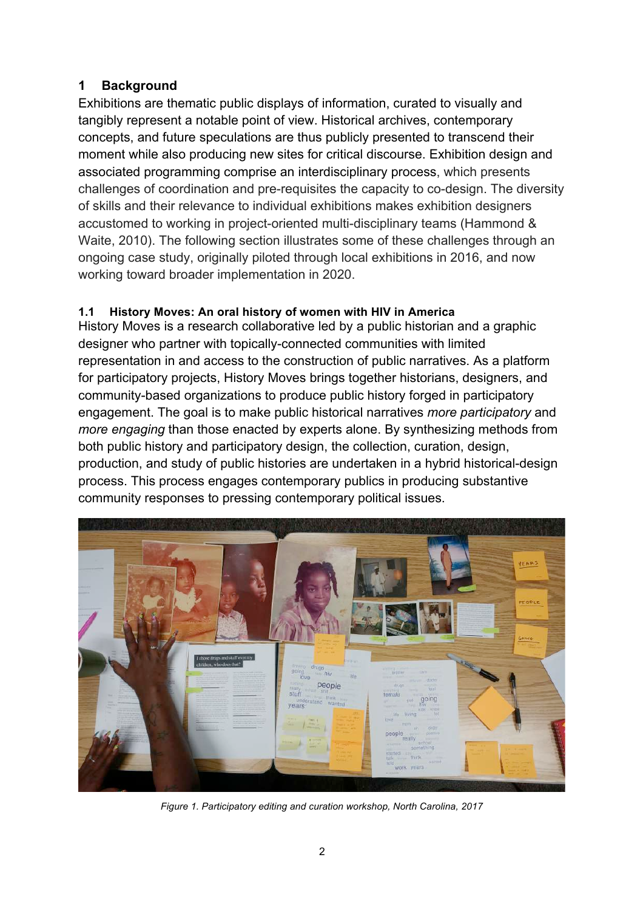## 1 Background

Exhibitions are thematic public displays of information, curated to visually and tangibly represent a notable point of view. Historical archives, contemporary concepts, and future speculations are thus publicly presented to transcend their moment while also producing new sites for critical discourse. Exhibition design and associated programming comprise an interdisciplinary process, which presents challenges of coordination and pre-requisites the capacity to co-design. The diversity of skills and their relevance to individual exhibitions makes exhibition designers accustomed to working in project-oriented multi-disciplinary teams (Hammond & Waite, 2010). The following section illustrates some of these challenges through an ongoing case study, originally piloted through local exhibitions in 2016, and now working toward broader implementation in 2020.

### 1.1 History Moves: An oral history of women with HIV in America

History Moves is a research collaborative led by a public historian and a graphic designer who partner with topically-connected communities with limited representation in and access to the construction of public narratives. As a platform for participatory projects, History Moves brings together historians, designers, and community-based organizations to produce public history forged in participatory engagement. The goal is to make public historical narratives *more participatory* and *more engaging* than those enacted by experts alone. By synthesizing methods from both public history and participatory design, the collection, curation, design, production, and study of public histories are undertaken in a hybrid historical-design process. This process engages contemporary publics in producing substantive community responses to pressing contemporary political issues.

*Figure 1. Participatory editing and curation workshop, North Carolina, 2017*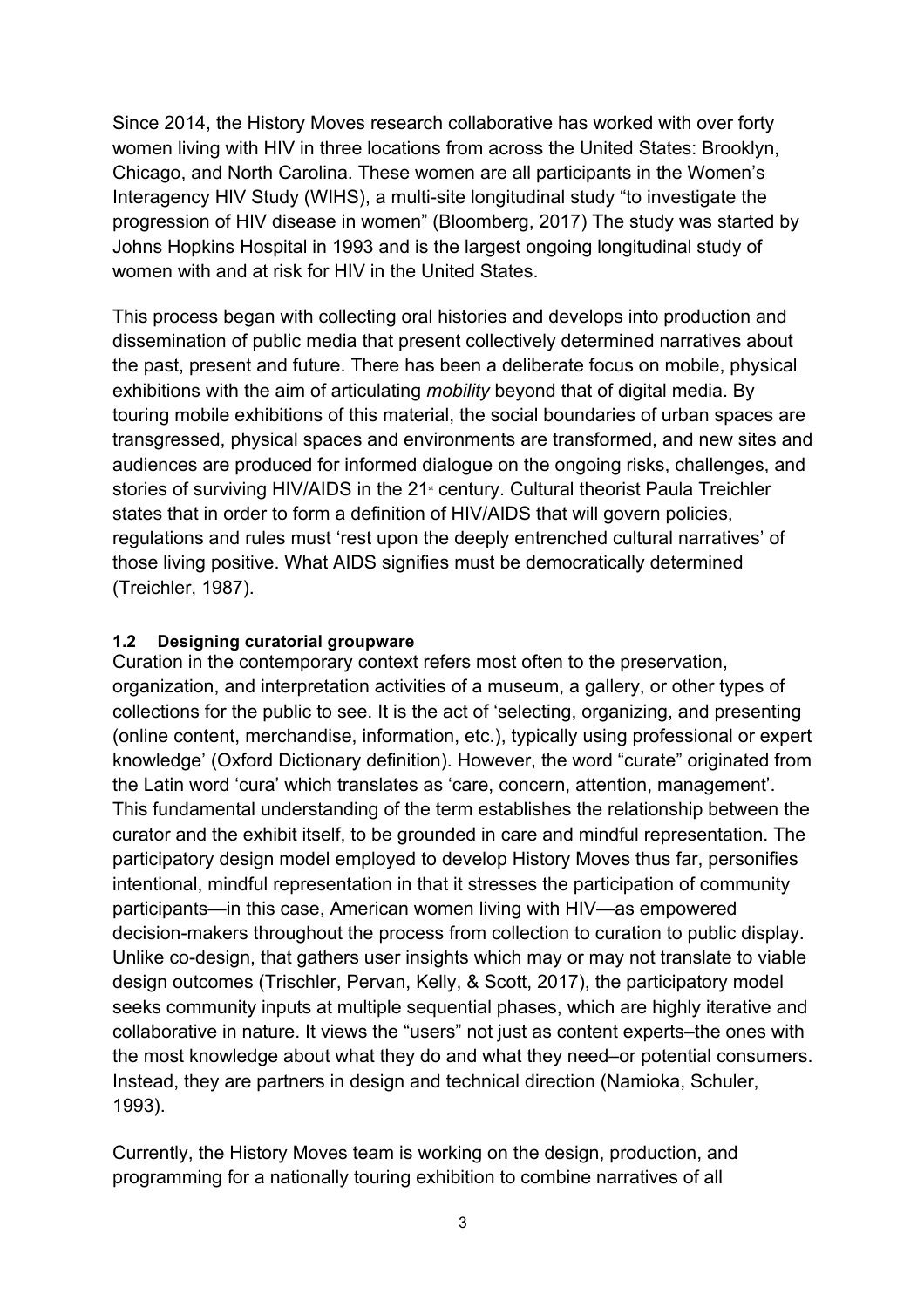Since 2014, the History Moves research collaborative has worked with over forty women living with HIV in three locations from across the United States: Brooklyn, Chicago, and North Carolina. These women are all participants in the Women's Interagency HIV Study (WIHS), a multi-site longitudinal study "to investigate the progression of HIV disease in women" (Bloomberg, 2017) The study was started by Johns Hopkins Hospital in 1993 and is the largest ongoing longitudinal study of women with and at risk for HIV in the United States.

This process began with collecting oral histories and develops into production and dissemination of public media that present collectively determined narratives about the past, present and future. There has been a deliberate focus on mobile, physical exhibitions with the aim of articulating *mobility* beyond that of digital media. By touring mobile exhibitions of this material, the social boundaries of urban spaces are transgressed, physical spaces and environments are transformed, and new sites and audiences are produced for informed dialogue on the ongoing risks, challenges, and stories of surviving HIV/AIDS in the 21st century. Cultural theorist Paula Treichler states that in order to form a definition of HIV/AIDS that will govern policies, regulations and rules must 'rest upon the deeply entrenched cultural narratives' of those living positive. What AIDS signifies must be democratically determined (Treichler, 1987).

### 1.2 Designing curatorial groupware

Curation in the contemporary context refers most often to the preservation, organization, and interpretation activities of a museum, a gallery, or other types of collections for the public to see. It is the act of 'selecting, organizing, and presenting (online content, merchandise, information, etc.), typically using professional or expert knowledge' (Oxford Dictionary definition). However, the word "curate" originated from the Latin word 'cura' which translates as 'care, concern, attention, management'. This fundamental understanding of the term establishes the relationship between the curator and the exhibit itself, to be grounded in care and mindful representation. The participatory design model employed to develop History Moves thus far, personifies intentional, mindful representation in that it stresses the participation of community participants—in this case, American women living with HIV—as empowered decision-makers throughout the process from collection to curation to public display. Unlike co-design, that gathers user insights which may or may not translate to viable design outcomes (Trischler, Pervan, Kelly, & Scott, 2017), the participatory model seeks community inputs at multiple sequential phases, which are highly iterative and collaborative in nature. It views the "users" not just as content experts–the ones with the most knowledge about what they do and what they need–or potential consumers. Instead, they are partners in design and technical direction (Namioka, Schuler, 1993).

Currently, the History Moves team is working on the design, production, and programming for a nationally touring exhibition to combine narratives of all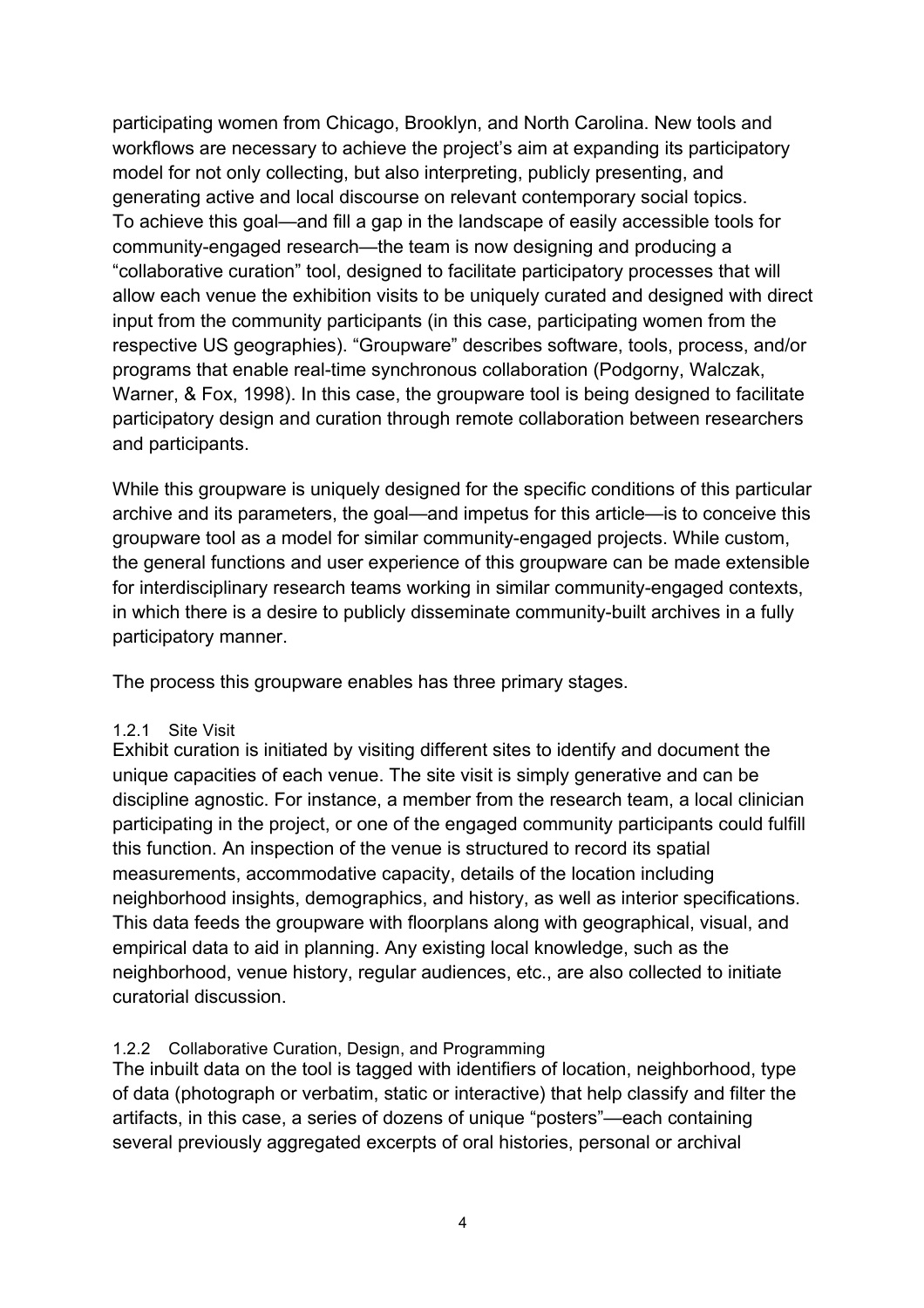participating women from Chicago, Brooklyn, and North Carolina. New tools and workflows are necessary to achieve the project's aim at expanding its participatory model for not only collecting, but also interpreting, publicly presenting, and generating active and local discourse on relevant contemporary social topics. To achieve this goal—and fill a gap in the landscape of easily accessible tools for community-engaged research—the team is now designing and producing a "collaborative curation" tool, designed to facilitate participatory processes that will allow each venue the exhibition visits to be uniquely curated and designed with direct input from the community participants (in this case, participating women from the respective US geographies). "Groupware" describes software, tools, process, and/or programs that enable real-time synchronous collaboration (Podgorny, Walczak, Warner, & Fox, 1998). In this case, the groupware tool is being designed to facilitate participatory design and curation through remote collaboration between researchers and participants.

While this groupware is uniquely designed for the specific conditions of this particular archive and its parameters, the goal—and impetus for this article—is to conceive this groupware tool as a model for similar community-engaged projects. While custom, the general functions and user experience of this groupware can be made extensible for interdisciplinary research teams working in similar community-engaged contexts, in which there is a desire to publicly disseminate community-built archives in a fully participatory manner.

The process this groupware enables has three primary stages.

#### 1.2.1 Site Visit

Exhibit curation is initiated by visiting different sites to identify and document the unique capacities of each venue. The site visit is simply generative and can be discipline agnostic. For instance, a member from the research team, a local clinician participating in the project, or one of the engaged community participants could fulfill this function. An inspection of the venue is structured to record its spatial measurements, accommodative capacity, details of the location including neighborhood insights, demographics, and history, as well as interior specifications. This data feeds the groupware with floorplans along with geographical, visual, and empirical data to aid in planning. Any existing local knowledge, such as the neighborhood, venue history, regular audiences, etc., are also collected to initiate curatorial discussion.

#### 1.2.2 Collaborative Curation, Design, and Programming

The inbuilt data on the tool is tagged with identifiers of location, neighborhood, type of data (photograph or verbatim, static or interactive) that help classify and filter the artifacts, in this case, a series of dozens of unique "posters"—each containing several previously aggregated excerpts of oral histories, personal or archival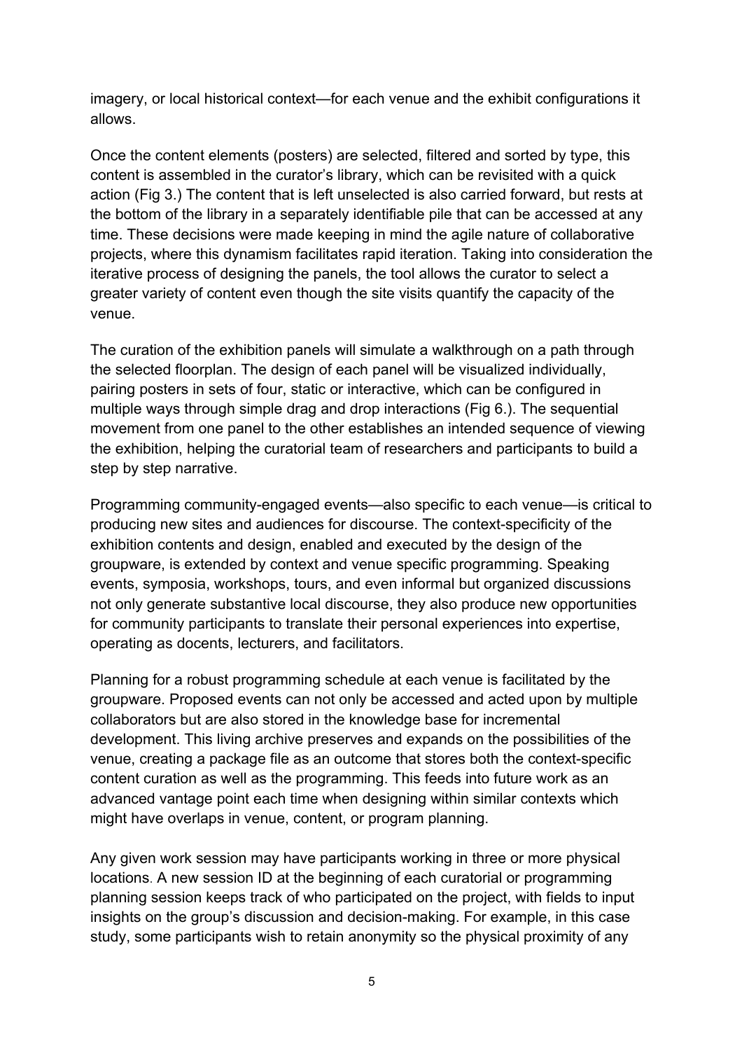imagery, or local historical context—for each venue and the exhibit configurations it allows.

Once the content elements (posters) are selected, filtered and sorted by type, this content is assembled in the curator's library, which can be revisited with a quick action (Fig 3.) The content that is left unselected is also carried forward, but rests at the bottom of the library in a separately identifiable pile that can be accessed at any time. These decisions were made keeping in mind the agile nature of collaborative projects, where this dynamism facilitates rapid iteration. Taking into consideration the iterative process of designing the panels, the tool allows the curator to select a greater variety of content even though the site visits quantify the capacity of the venue.

The curation of the exhibition panels will simulate a walkthrough on a path through the selected floorplan. The design of each panel will be visualized individually, pairing posters in sets of four, static or interactive, which can be configured in multiple ways through simple drag and drop interactions (Fig 6.). The sequential movement from one panel to the other establishes an intended sequence of viewing the exhibition, helping the curatorial team of researchers and participants to build a step by step narrative.

Programming community-engaged events—also specific to each venue—is critical to producing new sites and audiences for discourse. The context-specificity of the exhibition contents and design, enabled and executed by the design of the groupware, is extended by context and venue specific programming. Speaking events, symposia, workshops, tours, and even informal but organized discussions not only generate substantive local discourse, they also produce new opportunities for community participants to translate their personal experiences into expertise, operating as docents, lecturers, and facilitators.

Planning for a robust programming schedule at each venue is facilitated by the groupware. Proposed events can not only be accessed and acted upon by multiple collaborators but are also stored in the knowledge base for incremental development. This living archive preserves and expands on the possibilities of the venue, creating a package file as an outcome that stores both the context-specific content curation as well as the programming. This feeds into future work as an advanced vantage point each time when designing within similar contexts which might have overlaps in venue, content, or program planning.

Any given work session may have participants working in three or more physical locations. A new session ID at the beginning of each curatorial or programming planning session keeps track of who participated on the project, with fields to input insights on the group's discussion and decision-making. For example, in this case study, some participants wish to retain anonymity so the physical proximity of any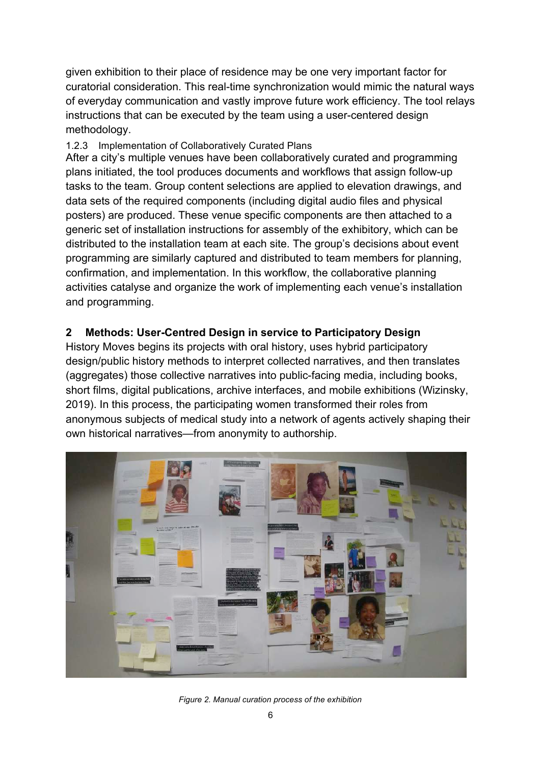given exhibition to their place of residence may be one very important factor for curatorial consideration. This real-time synchronization would mimic the natural ways of everyday communication and vastly improve future work efficiency. The tool relays instructions that can be executed by the team using a user-centered design methodology.

### 1.2.3 Implementation of Collaboratively Curated Plans

After a city's multiple venues have been collaboratively curated and programming plans initiated, the tool produces documents and workflows that assign follow-up tasks to the team. Group content selections are applied to elevation drawings, and data sets of the required components (including digital audio files and physical posters) are produced. These venue specific components are then attached to a generic set of installation instructions for assembly of the exhibitory, which can be distributed to the installation team at each site. The group's decisions about event programming are similarly captured and distributed to team members for planning, confirmation, and implementation. In this workflow, the collaborative planning activities catalyse and organize the work of implementing each venue's installation and programming.

## 2 Methods: User-Centred Design in service to Participatory Design

History Moves begins its projects with oral history, uses hybrid participatory design/public history methods to interpret collected narratives, and then translates (aggregates) those collective narratives into public-facing media, including books, short films, digital publications, archive interfaces, and mobile exhibitions (Wizinsky, 2019). In this process, the participating women transformed their roles from anonymous subjects of medical study into a network of agents actively shaping their own historical narratives—from anonymity to authorship.

*Figure 2. Manual curation process of the exhibition*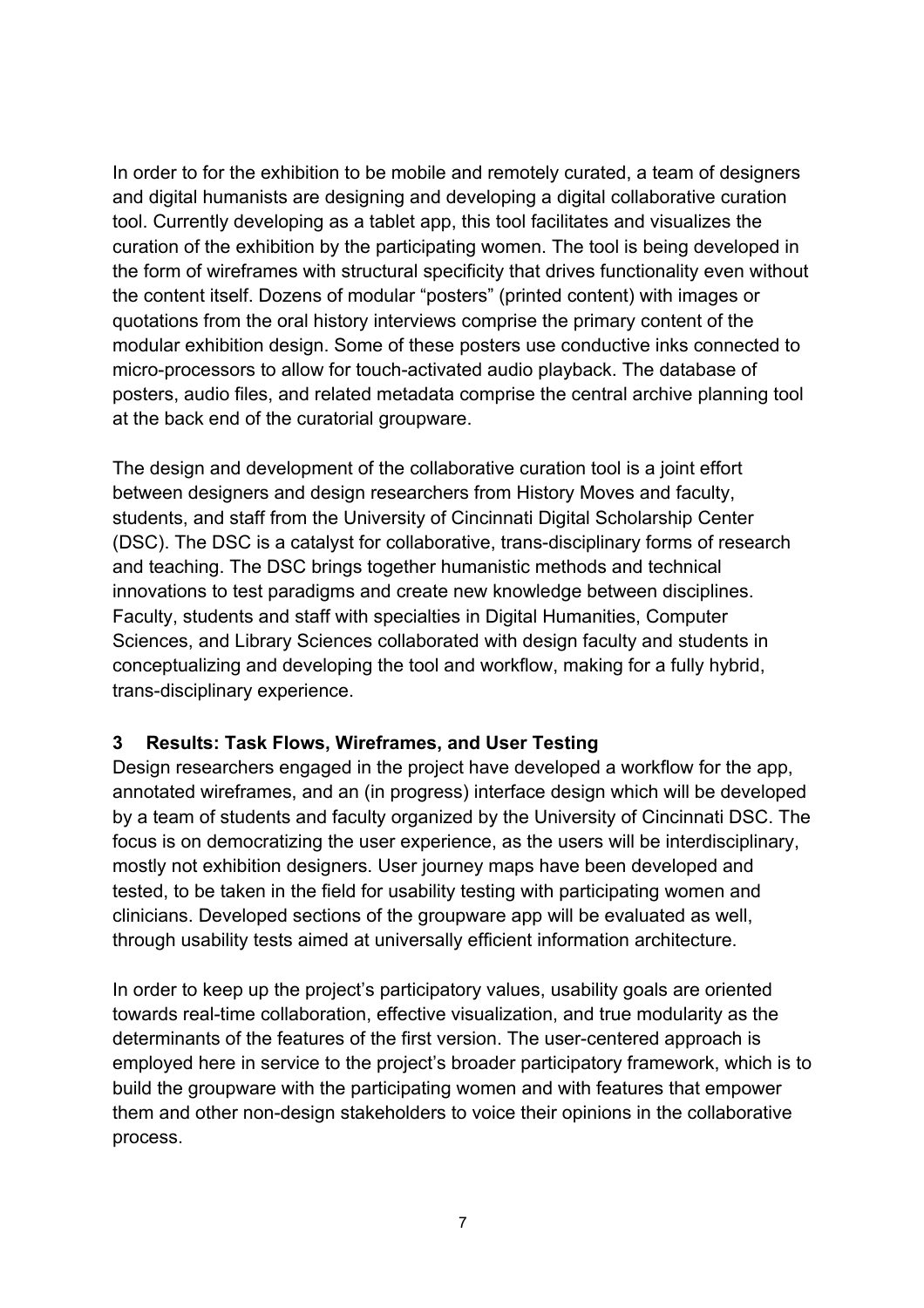In order to for the exhibition to be mobile and remotely curated, a team of designers and digital humanists are designing and developing a digital collaborative curation tool. Currently developing as a tablet app, this tool facilitates and visualizes the curation of the exhibition by the participating women. The tool is being developed in the form of wireframes with structural specificity that drives functionality even without the content itself. Dozens of modular "posters" (printed content) with images or quotations from the oral history interviews comprise the primary content of the modular exhibition design. Some of these posters use conductive inks connected to micro-processors to allow for touch-activated audio playback. The database of posters, audio files, and related metadata comprise the central archive planning tool at the back end of the curatorial groupware.

The design and development of the collaborative curation tool is a joint effort between designers and design researchers from History Moves and faculty, students, and staff from the University of Cincinnati Digital Scholarship Center (DSC). The DSC is a catalyst for collaborative, trans-disciplinary forms of research and teaching. The DSC brings together humanistic methods and technical innovations to test paradigms and create new knowledge between disciplines. Faculty, students and staff with specialties in Digital Humanities, Computer Sciences, and Library Sciences collaborated with design faculty and students in conceptualizing and developing the tool and workflow, making for a fully hybrid, trans-disciplinary experience.

## 3 Results: Task Flows, Wireframes, and User Testing

Design researchers engaged in the project have developed a workflow for the app, annotated wireframes, and an (in progress) interface design which will be developed by a team of students and faculty organized by the University of Cincinnati DSC. The focus is on democratizing the user experience, as the users will be interdisciplinary, mostly not exhibition designers. User journey maps have been developed and tested, to be taken in the field for usability testing with participating women and clinicians. Developed sections of the groupware app will be evaluated as well, through usability tests aimed at universally efficient information architecture.

In order to keep up the project's participatory values, usability goals are oriented towards real-time collaboration, effective visualization, and true modularity as the determinants of the features of the first version. The user-centered approach is employed here in service to the project's broader participatory framework, which is to build the groupware with the participating women and with features that empower them and other non-design stakeholders to voice their opinions in the collaborative process.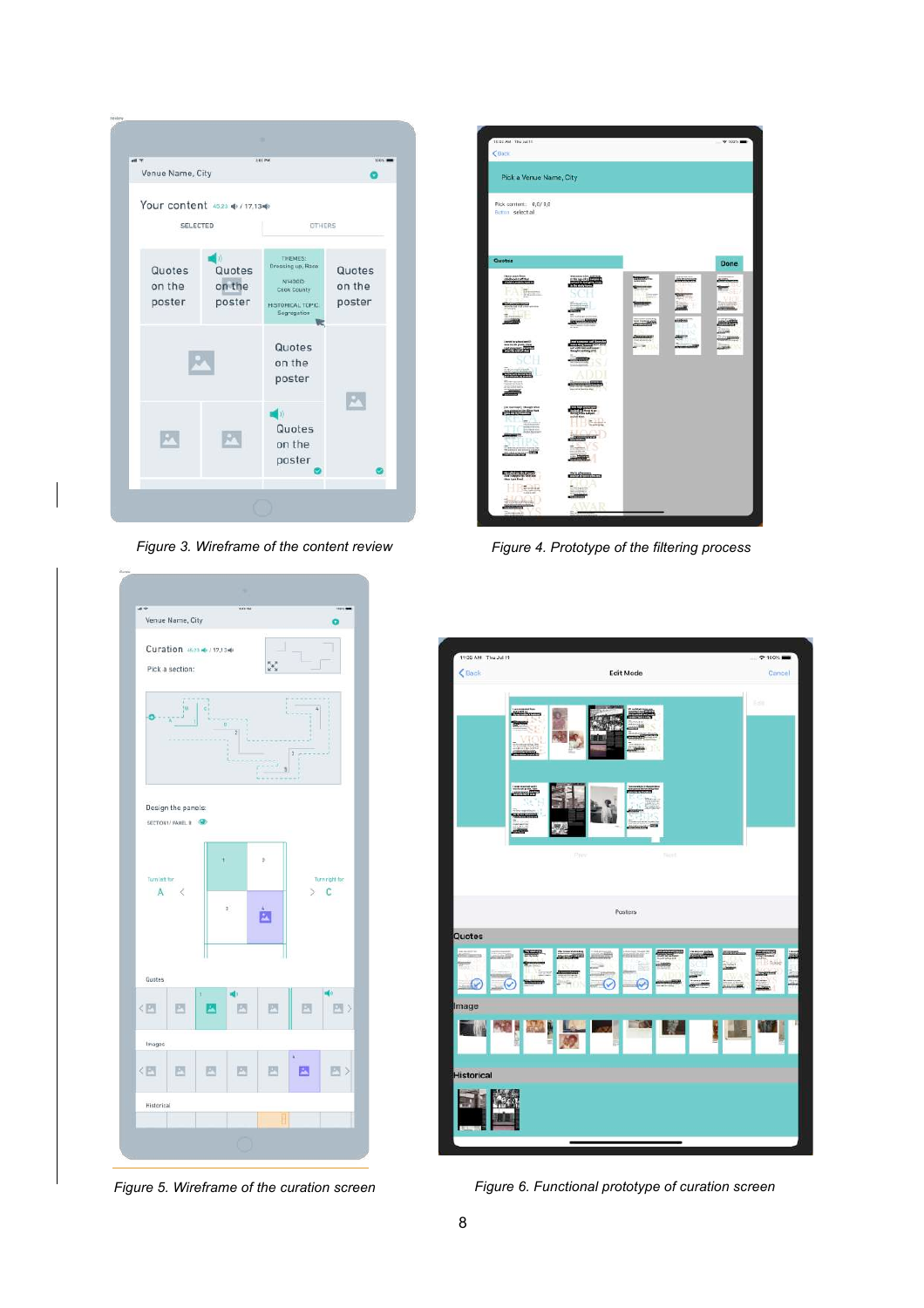Figure 3. Wireframe of the content review

Figure 4. Prototype of the filtering process

Figure 5. Wireframe of the curation screen

Figure 6. Functional prototype of curation screen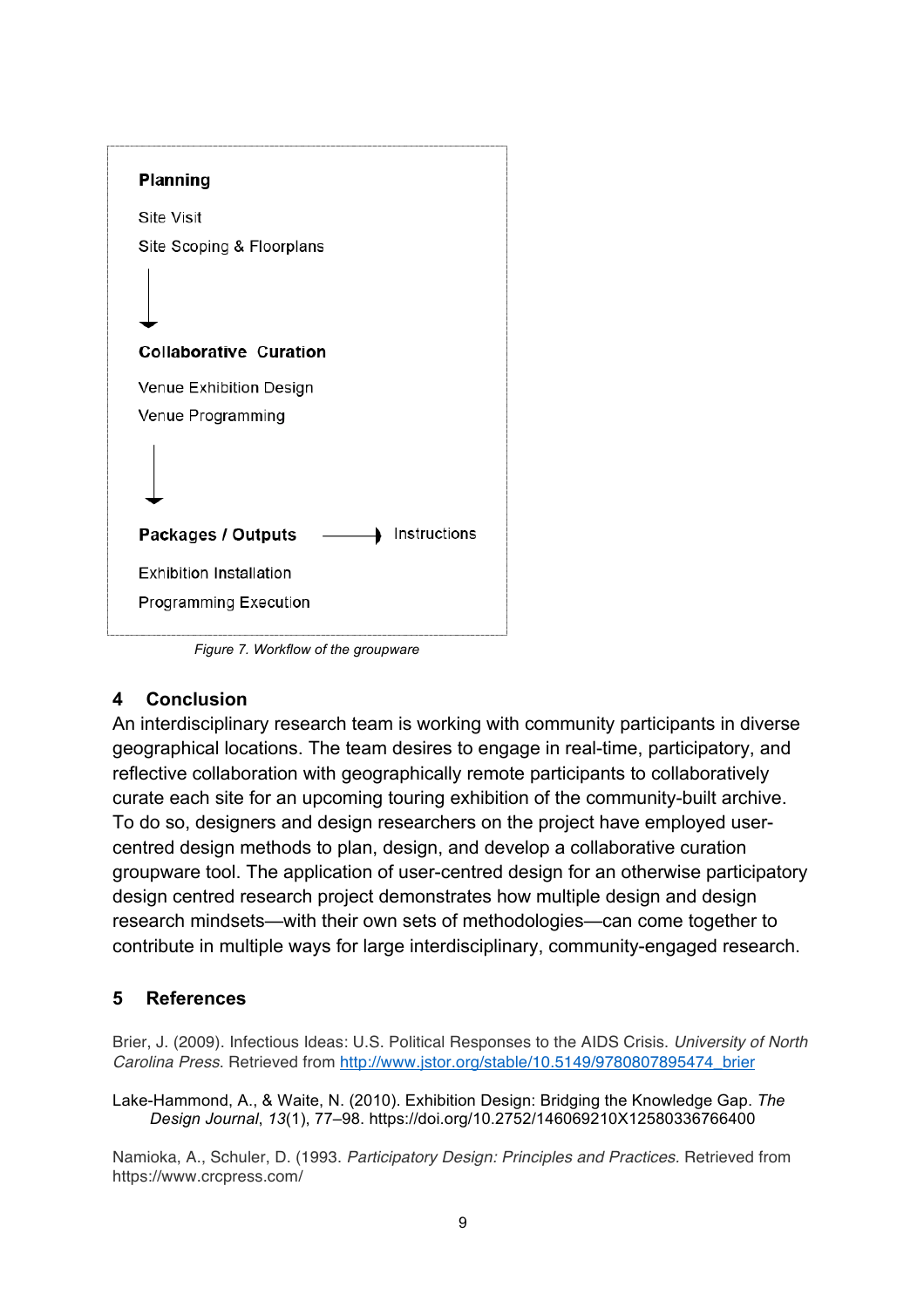**Planning**

Site Visit

Site Scoping & Floorplans

↓

**Collaborative Curation**

Venue Exhibition Design

Venue Programming

↓

**Packages / Outputs** → Instructions

Exhibition Installation

Programming Execution

*Figure 7. Workflow of the groupware*

## 4 Conclusion

An interdisciplinary research team is working with community participants in diverse geographical locations. The team desires to engage in real-time, participatory, and reflective collaboration with geographically remote participants to collaboratively curate each site for an upcoming touring exhibition of the community-built archive. To do so, designers and design researchers on the project have employed user-centred design methods to plan, design, and develop a collaborative curation groupware tool. The application of user-centred design for an otherwise participatory design centred research project demonstrates how multiple design and design research mindsets—with their own sets of methodologies—can come together to contribute in multiple ways for large interdisciplinary, community-engaged research.

## 5 References

Brier, J. (2009). Infectious Ideas: U.S. Political Responses to the AIDS Crisis. *University of North Carolina Press*. Retrieved from http://www.jstor.org/stable/10.5149/9780807895474_brier

Lake-Hammond, A., & Waite, N. (2010). Exhibition Design: Bridging the Knowledge Gap. *The Design Journal*, *13*(1), 77–98. https://doi.org/10.2752/146069210X12580336766400

Namioka, A., Schuler, D. (1993. *Participatory Design: Principles and Practices*. Retrieved from https://www.crcpress.com/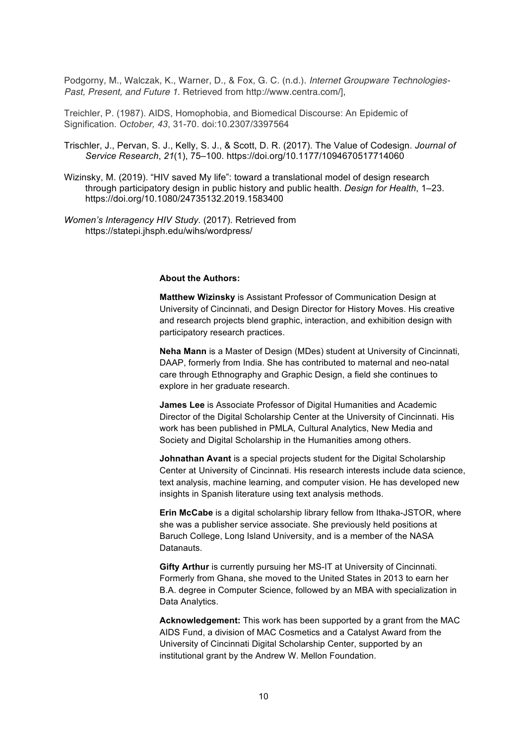Podgorny, M., Walczak, K., Warner, D., & Fox, G. C. (n.d.). *Internet Groupware Technologies-Past, Present, and Future 1*. Retrieved from http://www.centra.com/],

Treichler, P. (1987). AIDS, Homophobia, and Biomedical Discourse: An Epidemic of Signification. *October, 43*, 31-70. doi:10.2307/3397564

Trischler, J., Pervan, S. J., Kelly, S. J., & Scott, D. R. (2017). The Value of Codesign. *Journal of Service Research*, *21*(1), 75–100. https://doi.org/10.1177/1094670517714060

Wizinsky, M. (2019). “HIV saved My life”: toward a translational model of design research through participatory design in public history and public health. *Design for Health*, 1–23. https://doi.org/10.1080/24735132.2019.1583400

*Women's Interagency HIV Study*. (2017). Retrieved from https://statepi.jhsph.edu/wihs/wordpress/

**About the Authors:**

**Matthew Wizinsky** is Assistant Professor of Communication Design at University of Cincinnati, and Design Director for History Moves. His creative and research projects blend graphic, interaction, and exhibition design with participatory research practices.

**Neha Mann** is a Master of Design (MDes) student at University of Cincinnati, DAAP, formerly from India. She has contributed to maternal and neo-natal care through Ethnography and Graphic Design, a field she continues to explore in her graduate research.

**James Lee** is Associate Professor of Digital Humanities and Academic Director of the Digital Scholarship Center at the University of Cincinnati. His work has been published in PMLA, Cultural Analytics, New Media and Society and Digital Scholarship in the Humanities among others.

**Johnathan Avant** is a special projects student for the Digital Scholarship Center at University of Cincinnati. His research interests include data science, text analysis, machine learning, and computer vision. He has developed new insights in Spanish literature using text analysis methods.

**Erin McCabe** is a digital scholarship library fellow from Ithaka-JSTOR, where she was a publisher service associate. She previously held positions at Baruch College, Long Island University, and is a member of the NASA Datanauts.

**Gifty Arthur** is currently pursuing her MS-IT at University of Cincinnati. Formerly from Ghana, she moved to the United States in 2013 to earn her B.A. degree in Computer Science, followed by an MBA with specialization in Data Analytics.

**Acknowledgement:** This work has been supported by a grant from the MAC AIDS Fund, a division of MAC Cosmetics and a Catalyst Award from the University of Cincinnati Digital Scholarship Center, supported by an institutional grant by the Andrew W. Mellon Foundation.